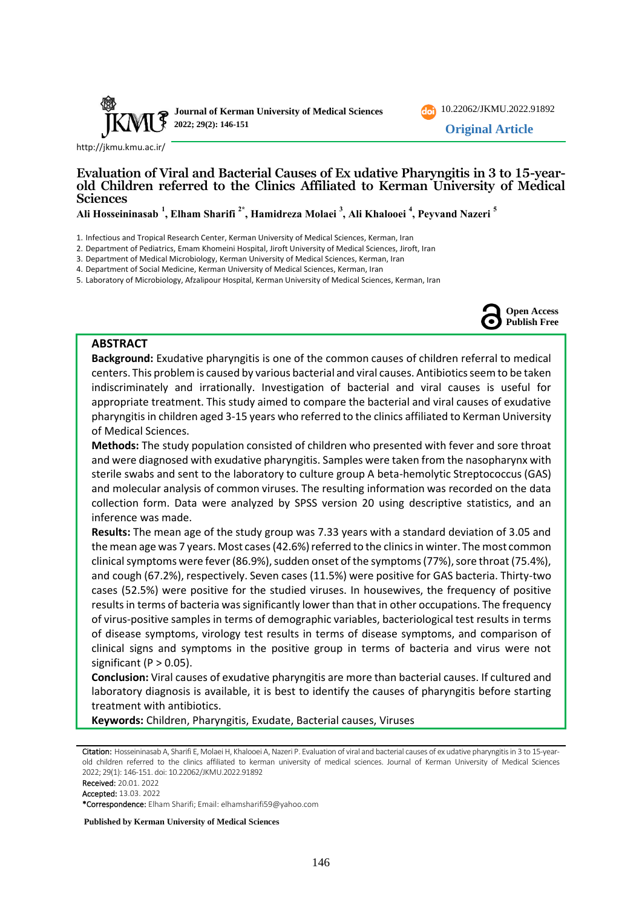Original Article

# Evaluation of Viral and Bacterial Causes of Ex udative Pharyngitis in 3 to 15-year-old Children referred to the Clinics Affiliated to Kerman University of Medical Sciences

**Ali Hosseininasab [1], Elham Sharifi [2*], Hamidreza Molaei [3], Ali Khalooei [4], Peyvand Nazeri [5]**

1. Infectious and Tropical Research Center, Kerman University of Medical Sciences, Kerman, Iran
2. Department of Pediatrics, Emam Khomeini Hospital, Jiroft University of Medical Sciences, Jiroft, Iran
3. Department of Medical Microbiology, Kerman University of Medical Sciences, Kerman, Iran
4. Department of Social Medicine, Kerman University of Medical Sciences, Kerman, Iran
5. Laboratory of Microbiology, Afzalipour Hospital, Kerman University of Medical Sciences, Kerman, Iran

Open Access Publish Free

## ABSTRACT

**Background:** Exudative pharyngitis is one of the common causes of children referral to medical centers. This problem is caused by various bacterial and viral causes. Antibiotics seem to be taken indiscriminately and irrationally. Investigation of bacterial and viral causes is useful for appropriate treatment. This study aimed to compare the bacterial and viral causes of exudative pharyngitis in children aged 3-15 years who referred to the clinics affiliated to Kerman University of Medical Sciences.

**Methods:** The study population consisted of children who presented with fever and sore throat and were diagnosed with exudative pharyngitis. Samples were taken from the nasopharynx with sterile swabs and sent to the laboratory to culture group A beta-hemolytic Streptococcus (GAS) and molecular analysis of common viruses. The resulting information was recorded on the data collection form. Data were analyzed by SPSS version 20 using descriptive statistics, and an inference was made.

**Results:** The mean age of the study group was 7.33 years with a standard deviation of 3.05 and the mean age was 7 years. Most cases (42.6%) referred to the clinics in winter. The most common clinical symptoms were fever (86.9%), sudden onset of the symptoms (77%), sore throat (75.4%), and cough (67.2%), respectively. Seven cases (11.5%) were positive for GAS bacteria. Thirty-two cases (52.5%) were positive for the studied viruses. In housewives, the frequency of positive results in terms of bacteria was significantly lower than that in other occupations. The frequency of virus-positive samples in terms of demographic variables, bacteriological test results in terms of disease symptoms, virology test results in terms of disease symptoms, and comparison of clinical signs and symptoms in the positive group in terms of bacteria and virus were not significant ($P > 0.05$).

**Conclusion:** Viral causes of exudative pharyngitis are more than bacterial causes. If cultured and laboratory diagnosis is available, it is best to identify the causes of pharyngitis before starting treatment with antibiotics.

**Keywords:** Children, Pharyngitis, Exudate, Bacterial causes, Viruses

Citation: Hosseininasab A, Sharifi E, Molaei H, Khalooei A, Nazeri P. Evaluation of viral and bacterial causes of ex udative pharyngitis in 3 to 15-year-old children referred to the clinics affiliated to kerman university of medical sciences. Journal of Kerman University of Medical Sciences 2022; 29(1): 146-151. doi: 10.22062/JKMU.2022.91892

Received: 20.01. 2022

Accepted: 13.03. 2022

*Correspondence: Elham Sharifi; Email: elhamsharifi59@yahoo.com

Published by Kerman University of Medical Sciences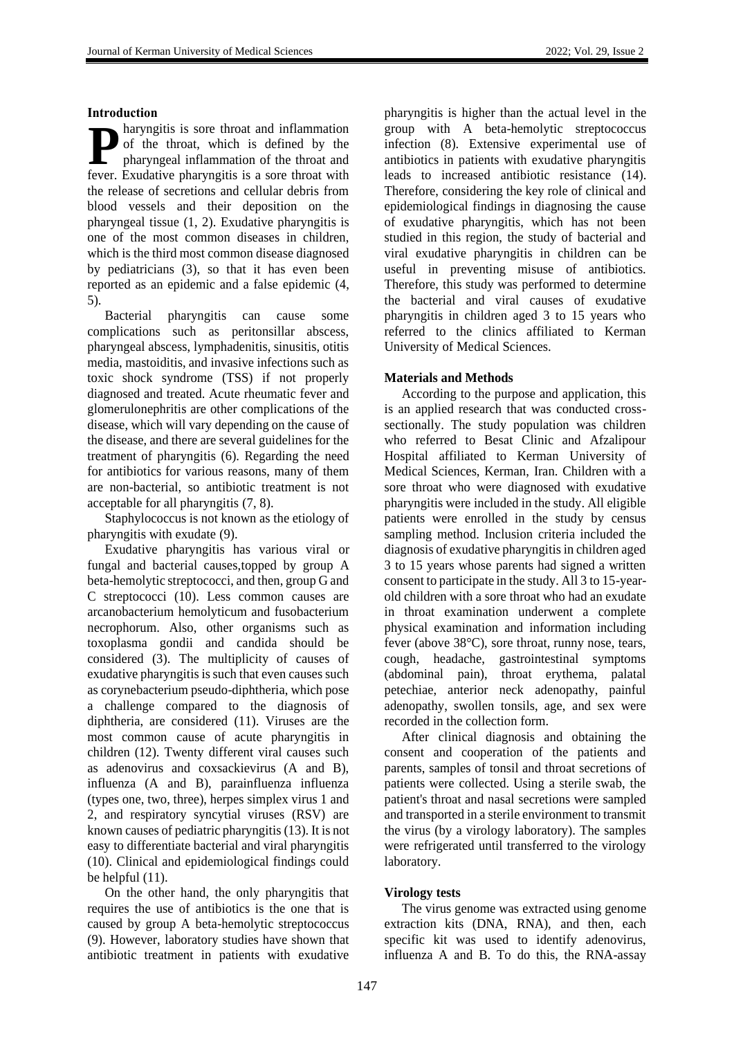## Introduction

Pharyngitis is sore throat and inflammation of the throat, which is defined by the pharyngeal inflammation of the throat and fever. Exudative pharyngitis is a sore throat with the release of secretions and cellular debris from blood vessels and their deposition on the pharyngeal tissue (1, 2). Exudative pharyngitis is one of the most common diseases in children, which is the third most common disease diagnosed by pediatricians (3), so that it has even been reported as an epidemic and a false epidemic (4, 5).

Bacterial pharyngitis can cause some complications such as peritonsillar abscess, pharyngeal abscess, lymphadenitis, sinusitis, otitis media, mastoiditis, and invasive infections such as toxic shock syndrome (TSS) if not properly diagnosed and treated. Acute rheumatic fever and glomerulonephritis are other complications of the disease, which will vary depending on the cause of the disease, and there are several guidelines for the treatment of pharyngitis (6). Regarding the need for antibiotics for various reasons, many of them are non-bacterial, so antibiotic treatment is not acceptable for all pharyngitis (7, 8).

Staphylococcus is not known as the etiology of pharyngitis with exudate (9).

Exudative pharyngitis has various viral or fungal and bacterial causes,topped by group A beta-hemolytic streptococci, and then, group G and C streptococci (10). Less common causes are arcanobacterium hemolyticum and fusobacterium necrophorum. Also, other organisms such as toxoplasma gondii and candida should be considered (3). The multiplicity of causes of exudative pharyngitis is such that even causes such as corynebacterium pseudo-diphtheria, which pose a challenge compared to the diagnosis of diphtheria, are considered (11). Viruses are the most common cause of acute pharyngitis in children (12). Twenty different viral causes such as adenovirus and coxsackievirus (A and B), influenza (A and B), parainfluenza influenza (types one, two, three), herpes simplex virus 1 and 2, and respiratory syncytial viruses (RSV) are known causes of pediatric pharyngitis (13). It is not easy to differentiate bacterial and viral pharyngitis (10). Clinical and epidemiological findings could be helpful (11).

On the other hand, the only pharyngitis that requires the use of antibiotics is the one that is caused by group A beta-hemolytic streptococcus (9). However, laboratory studies have shown that antibiotic treatment in patients with exudative pharyngitis is higher than the actual level in the group with A beta-hemolytic streptococcus infection (8). Extensive experimental use of antibiotics in patients with exudative pharyngitis leads to increased antibiotic resistance (14). Therefore, considering the key role of clinical and epidemiological findings in diagnosing the cause of exudative pharyngitis, which has not been studied in this region, the study of bacterial and viral exudative pharyngitis in children can be useful in preventing misuse of antibiotics. Therefore, this study was performed to determine the bacterial and viral causes of exudative pharyngitis in children aged 3 to 15 years who referred to the clinics affiliated to Kerman University of Medical Sciences.

## Materials and Methods

According to the purpose and application, this is an applied research that was conducted cross-sectionally. The study population was children who referred to Besat Clinic and Afzalipour Hospital affiliated to Kerman University of Medical Sciences, Kerman, Iran. Children with a sore throat who were diagnosed with exudative pharyngitis were included in the study. All eligible patients were enrolled in the study by census sampling method. Inclusion criteria included the diagnosis of exudative pharyngitis in children aged 3 to 15 years whose parents had signed a written consent to participate in the study. All 3 to 15-year-old children with a sore throat who had an exudate in throat examination underwent a complete physical examination and information including fever (above 38°C), sore throat, runny nose, tears, cough, headache, gastrointestinal symptoms (abdominal pain), throat erythema, palatal petechiae, anterior neck adenopathy, painful adenopathy, swollen tonsils, age, and sex were recorded in the collection form.

After clinical diagnosis and obtaining the consent and cooperation of the patients and parents, samples of tonsil and throat secretions of patients were collected. Using a sterile swab, the patient's throat and nasal secretions were sampled and transported in a sterile environment to transmit the virus (by a virology laboratory). The samples were refrigerated until transferred to the virology laboratory.

### Virology tests

The virus genome was extracted using genome extraction kits (DNA, RNA), and then, each specific kit was used to identify adenovirus, influenza A and B. To do this, the RNA-assay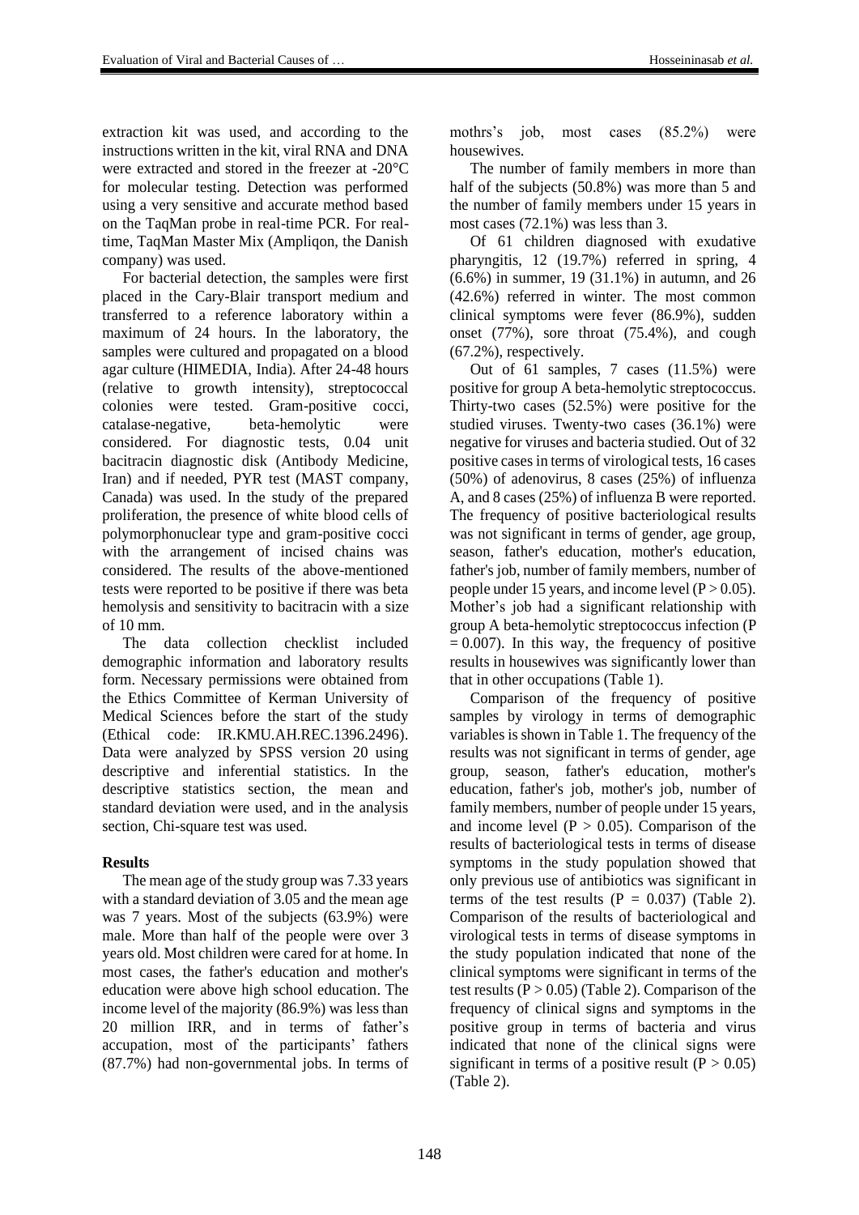extraction kit was used, and according to the instructions written in the kit, viral RNA and DNA were extracted and stored in the freezer at -20°C for molecular testing. Detection was performed using a very sensitive and accurate method based on the TaqMan probe in real-time PCR. For real-time, TaqMan Master Mix (Ampliqon, the Danish company) was used.

For bacterial detection, the samples were first placed in the Cary-Blair transport medium and transferred to a reference laboratory within a maximum of 24 hours. In the laboratory, the samples were cultured and propagated on a blood agar culture (HIMEDIA, India). After 24-48 hours (relative to growth intensity), streptococcal colonies were tested. Gram-positive cocci, catalase-negative, beta-hemolytic were considered. For diagnostic tests, 0.04 unit bacitracin diagnostic disk (Antibody Medicine, Iran) and if needed, PYR test (MAST company, Canada) was used. In the study of the prepared proliferation, the presence of white blood cells of polymorphonuclear type and gram-positive cocci with the arrangement of incised chains was considered. The results of the above-mentioned tests were reported to be positive if there was beta hemolysis and sensitivity to bacitracin with a size of 10 mm.

The data collection checklist included demographic information and laboratory results form. Necessary permissions were obtained from the Ethics Committee of Kerman University of Medical Sciences before the start of the study (Ethical code: IR.KMU.AH.REC.1396.2496). Data were analyzed by SPSS version 20 using descriptive and inferential statistics. In the descriptive statistics section, the mean and standard deviation were used, and in the analysis section, Chi-square test was used.

## Results

The mean age of the study group was 7.33 years with a standard deviation of 3.05 and the mean age was 7 years. Most of the subjects (63.9%) were male. More than half of the people were over 3 years old. Most children were cared for at home. In most cases, the father's education and mother's education were above high school education. The income level of the majority (86.9%) was less than 20 million IRR, and in terms of father's accupation, most of the participants' fathers (87.7%) had non-governmental jobs. In terms of mothrs's job, most cases (85.2%) were housewives.

The number of family members in more than half of the subjects (50.8%) was more than 5 and the number of family members under 15 years in most cases (72.1%) was less than 3.

Of 61 children diagnosed with exudative pharyngitis, 12 (19.7%) referred in spring, 4 (6.6%) in summer, 19 (31.1%) in autumn, and 26 (42.6%) referred in winter. The most common clinical symptoms were fever (86.9%), sudden onset (77%), sore throat (75.4%), and cough (67.2%), respectively.

Out of 61 samples, 7 cases (11.5%) were positive for group A beta-hemolytic streptococcus. Thirty-two cases (52.5%) were positive for the studied viruses. Twenty-two cases (36.1%) were negative for viruses and bacteria studied. Out of 32 positive cases in terms of virological tests, 16 cases (50%) of adenovirus, 8 cases (25%) of influenza A, and 8 cases (25%) of influenza B were reported. The frequency of positive bacteriological results was not significant in terms of gender, age group, season, father's education, mother's education, father's job, number of family members, number of people under 15 years, and income level ($P > 0.05$). Mother's job had a significant relationship with group A beta-hemolytic streptococcus infection ($P = 0.007$). In this way, the frequency of positive results in housewives was significantly lower than that in other occupations (Table 1).

Comparison of the frequency of positive samples by virology in terms of demographic variables is shown in Table 1. The frequency of the results was not significant in terms of gender, age group, season, father's education, mother's education, father's job, mother's job, number of family members, number of people under 15 years, and income level ($P > 0.05$). Comparison of the results of bacteriological tests in terms of disease symptoms in the study population showed that only previous use of antibiotics was significant in terms of the test results ($P = 0.037$) (Table 2). Comparison of the results of bacteriological and virological tests in terms of disease symptoms in the study population indicated that none of the clinical symptoms were significant in terms of the test results ($P > 0.05$) (Table 2). Comparison of the frequency of clinical signs and symptoms in the positive group in terms of bacteria and virus indicated that none of the clinical signs were significant in terms of a positive result ($P > 0.05$) (Table 2).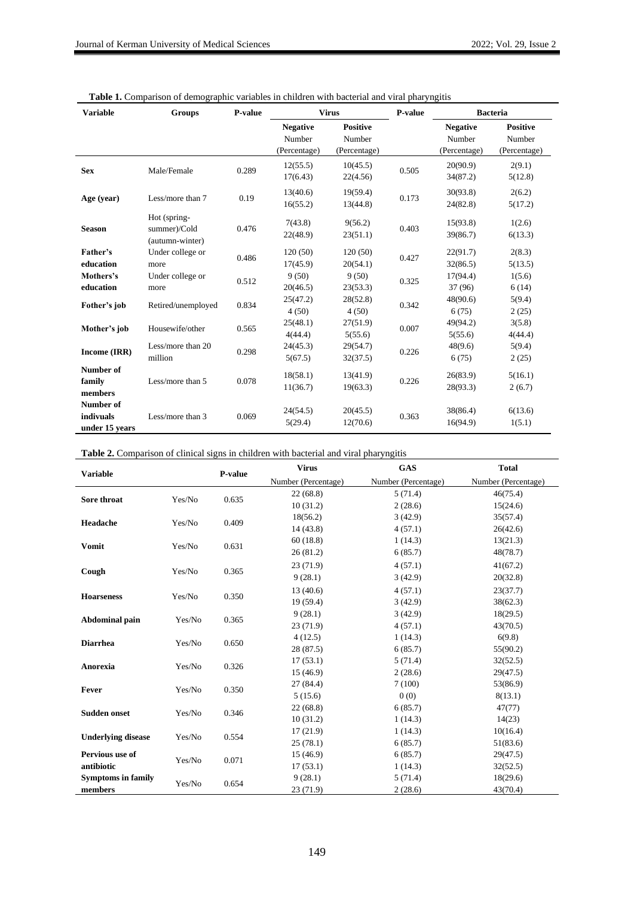**Table 1.** Comparison of demographic variables in children with bacterial and viral pharyngitis

| Variable | Groups | P-value | Virus | | P-value | Bacteria | |
|---|---|---|---|---|---|---|---|
| | | | Negative Number (Percentage) | Positive Number (Percentage) | | Negative Number (Percentage) | Positive Number (Percentage) |
| Sex | Male/Female | 0.289 | 12(55.5)<br>17(6.43) | 10(45.5)<br>22(4.56) | 0.505 | 20(90.9)<br>34(87.2) | 2(9.1)<br>5(12.8) |
| Age (year) | Less/more than 7 | 0.19 | 13(40.6)<br>16(55.2) | 19(59.4)<br>13(44.8) | 0.173 | 30(93.8)<br>24(82.8) | 2(6.2)<br>5(17.2) |
| Season | Hot (spring-summer)/Cold (autumn-winter) | 0.476 | 7(43.8)<br>22(48.9) | 9(56.2)<br>23(51.1) | 0.403 | 15(93.8)<br>39(86.7) | 1(2.6)<br>6(13.3) |
| Father's education | Under college or more | 0.486 | 120 (50)<br>17(45.9) | 120 (50)<br>20(54.1) | 0.427 | 22(91.7)<br>32(86.5) | 2(8.3)<br>5(13.5) |
| Mothers's education | Under college or more | 0.512 | 9 (50)<br>20(46.5) | 9 (50)<br>23(53.3) | 0.325 | 17(94.4)<br>37 (96) | 1(5.6)<br>6 (14) |
| Fother's job | Retired/unemployed | 0.834 | 25(47.2)<br>4 (50) | 28(52.8)<br>4 (50) | 0.342 | 48(90.6)<br>6 (75) | 5(9.4)<br>2 (25) |
| Mother's job | Housewife/other | 0.565 | 25(48.1)<br>4(44.4) | 27(51.9)<br>5(55.6) | 0.007 | 49(94.2)<br>5(55.6) | 3(5.8)<br>4(44.4) |
| Income (IRR) | Less/more than 20 million | 0.298 | 24(45.3)<br>5(67.5) | 29(54.7)<br>32(37.5) | 0.226 | 48(9.6)<br>6 (75) | 5(9.4)<br>2 (25) |
| Number of family members | Less/more than 5 | 0.078 | 18(58.1)<br>11(36.7) | 13(41.9)<br>19(63.3) | 0.226 | 26(83.9)<br>28(93.3) | 5(16.1)<br>2 (6.7) |
| Number of indivuals under 15 years | Less/more than 3 | 0.069 | 24(54.5)<br>5(29.4) | 20(45.5)<br>12(70.6) | 0.363 | 38(86.4)<br>16(94.9) | 6(13.6)<br>1(5.1) |

**Table 2.** Comparison of clinical signs in children with bacterial and viral pharyngitis

| Variable | | P-value | Virus | GAS | Total |
|---|---|---|---|---|---|
| | | | Number (Percentage) | Number (Percentage) | Number (Percentage) |
| Sore throat | Yes/No | 0.635 | 22 (68.8)<br>10 (31.2) | 5 (71.4)<br>2 (28.6) | 46(75.4)<br>15(24.6) |
| Headache | Yes/No | 0.409 | 18(56.2)<br>14 (43.8) | 3 (42.9)<br>4 (57.1) | 35(57.4)<br>26(42.6) |
| Vomit | Yes/No | 0.631 | 60 (18.8)<br>26 (81.2) | 1 (14.3)<br>6 (85.7) | 13(21.3)<br>48(78.7) |
| Cough | Yes/No | 0.365 | 23 (71.9)<br>9 (28.1) | 4 (57.1)<br>3 (42.9) | 41(67.2)<br>20(32.8) |
| Hoarseness | Yes/No | 0.350 | 13 (40.6)<br>19 (59.4) | 4 (57.1)<br>3 (42.9) | 23(37.7)<br>38(62.3) |
| Abdominal pain | Yes/No | 0.365 | 9 (28.1)<br>23 (71.9) | 3 (42.9)<br>4 (57.1) | 18(29.5)<br>43(70.5) |
| Diarrhea | Yes/No | 0.650 | 4 (12.5)<br>28 (87.5) | 1 (14.3)<br>6 (85.7) | 6(9.8)<br>55(90.2) |
| Anorexia | Yes/No | 0.326 | 17 (53.1)<br>15 (46.9) | 5 (71.4)<br>2 (28.6) | 32(52.5)<br>29(47.5) |
| Fever | Yes/No | 0.350 | 27 (84.4)<br>5 (15.6) | 7 (100)<br>0 (0) | 53(86.9)<br>8(13.1) |
| Sudden onset | Yes/No | 0.346 | 22 (68.8)<br>10 (31.2) | 6 (85.7)<br>1 (14.3) | 47(77)<br>14(23) |
| Underlying disease | Yes/No | 0.554 | 17 (21.9)<br>25 (78.1) | 1 (14.3)<br>6 (85.7) | 10(16.4)<br>51(83.6) |
| Pervious use of antibiotic | Yes/No | 0.071 | 15 (46.9)<br>17 (53.1) | 6 (85.7)<br>1 (14.3) | 29(47.5)<br>32(52.5) |
| Symptoms in family members | Yes/No | 0.654 | 9 (28.1)<br>23 (71.9) | 5 (71.4)<br>2 (28.6) | 18(29.6)<br>43(70.4) |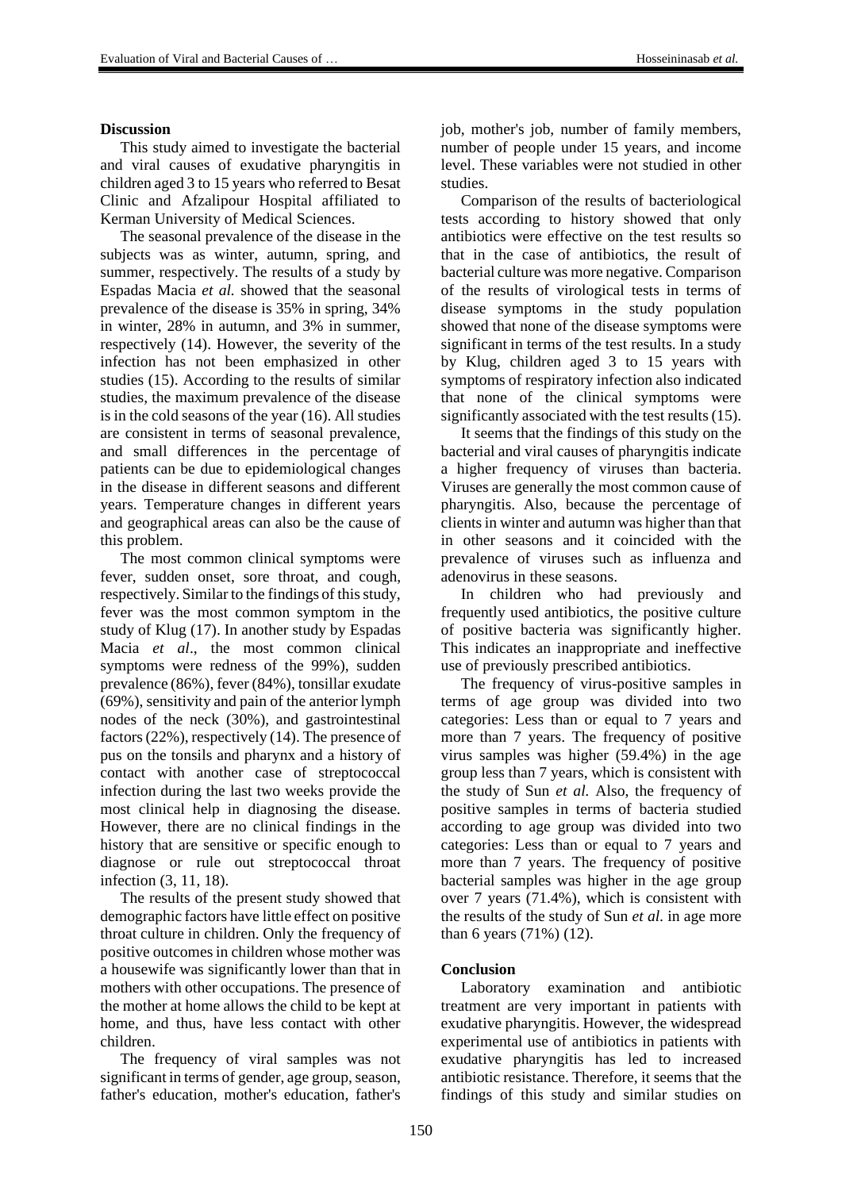## Discussion

This study aimed to investigate the bacterial and viral causes of exudative pharyngitis in children aged 3 to 15 years who referred to Besat Clinic and Afzalipour Hospital affiliated to Kerman University of Medical Sciences.

The seasonal prevalence of the disease in the subjects was as winter, autumn, spring, and summer, respectively. The results of a study by Espadas Macia *et al.* showed that the seasonal prevalence of the disease is 35% in spring, 34% in winter, 28% in autumn, and 3% in summer, respectively (14). However, the severity of the infection has not been emphasized in other studies (15). According to the results of similar studies, the maximum prevalence of the disease is in the cold seasons of the year (16). All studies are consistent in terms of seasonal prevalence, and small differences in the percentage of patients can be due to epidemiological changes in the disease in different seasons and different years. Temperature changes in different years and geographical areas can also be the cause of this problem.

The most common clinical symptoms were fever, sudden onset, sore throat, and cough, respectively. Similar to the findings of this study, fever was the most common symptom in the study of Klug (17). In another study by Espadas Macia *et al*., the most common clinical symptoms were redness of the 99%), sudden prevalence (86%), fever (84%), tonsillar exudate (69%), sensitivity and pain of the anterior lymph nodes of the neck (30%), and gastrointestinal factors (22%), respectively (14). The presence of pus on the tonsils and pharynx and a history of contact with another case of streptococcal infection during the last two weeks provide the most clinical help in diagnosing the disease. However, there are no clinical findings in the history that are sensitive or specific enough to diagnose or rule out streptococcal throat infection (3, 11, 18).

The results of the present study showed that demographic factors have little effect on positive throat culture in children. Only the frequency of positive outcomes in children whose mother was a housewife was significantly lower than that in mothers with other occupations. The presence of the mother at home allows the child to be kept at home, and thus, have less contact with other children.

The frequency of viral samples was not significant in terms of gender, age group, season, father's education, mother's education, father's job, mother's job, number of family members, number of people under 15 years, and income level. These variables were not studied in other studies.

Comparison of the results of bacteriological tests according to history showed that only antibiotics were effective on the test results so that in the case of antibiotics, the result of bacterial culture was more negative. Comparison of the results of virological tests in terms of disease symptoms in the study population showed that none of the disease symptoms were significant in terms of the test results. In a study by Klug, children aged 3 to 15 years with symptoms of respiratory infection also indicated that none of the clinical symptoms were significantly associated with the test results (15).

It seems that the findings of this study on the bacterial and viral causes of pharyngitis indicate a higher frequency of viruses than bacteria. Viruses are generally the most common cause of pharyngitis. Also, because the percentage of clients in winter and autumn was higher than that in other seasons and it coincided with the prevalence of viruses such as influenza and adenovirus in these seasons.

In children who had previously and frequently used antibiotics, the positive culture of positive bacteria was significantly higher. This indicates an inappropriate and ineffective use of previously prescribed antibiotics.

The frequency of virus-positive samples in terms of age group was divided into two categories: Less than or equal to 7 years and more than 7 years. The frequency of positive virus samples was higher (59.4%) in the age group less than 7 years, which is consistent with the study of Sun *et al.* Also, the frequency of positive samples in terms of bacteria studied according to age group was divided into two categories: Less than or equal to 7 years and more than 7 years. The frequency of positive bacterial samples was higher in the age group over 7 years (71.4%), which is consistent with the results of the study of Sun *et al.* in age more than 6 years (71%) (12).

## Conclusion

Laboratory examination and antibiotic treatment are very important in patients with exudative pharyngitis. However, the widespread experimental use of antibiotics in patients with exudative pharyngitis has led to increased antibiotic resistance. Therefore, it seems that the findings of this study and similar studies on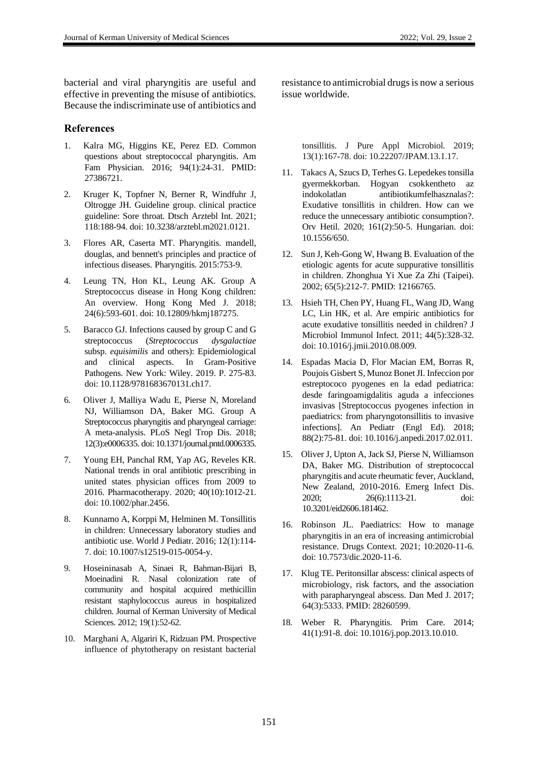bacterial and viral pharyngitis are useful and effective in preventing the misuse of antibiotics. Because the indiscriminate use of antibiotics and resistance to antimicrobial drugs is now a serious issue worldwide.

## References

1. Kalra MG, Higgins KE, Perez ED. Common questions about streptococcal pharyngitis. Am Fam Physician. 2016; 94(1):24-31. PMID: 27386721.
2. Kruger K, Topfner N, Berner R, Windfuhr J, Oltrogge JH. Guideline group. clinical practice guideline: Sore throat. Dtsch Arztebl Int. 2021; 118:188-94. doi: 10.3238/arztebl.m2021.0121.
3. Flores AR, Caserta MT. Pharyngitis. mandell, douglas, and bennett's principles and practice of infectious diseases. Pharyngitis. 2015:753-9.
4. Leung TN, Hon KL, Leung AK. Group A Streptococcus disease in Hong Kong children: An overview. Hong Kong Med J. 2018; 24(6):593-601. doi: 10.12809/hkmj187275.
5. Baracco GJ. Infections caused by group C and G streptococcus (*Streptococcus dysgalactiae* subsp. *equisimilis* and others): Epidemiological and clinical aspects. In Gram-Positive Pathogens. New York: Wiley. 2019. P. 275-83. doi: 10.1128/9781683670131.ch17.
6. Oliver J, Malliya Wadu E, Pierse N, Moreland NJ, Williamson DA, Baker MG. Group A Streptococcus pharyngitis and pharyngeal carriage: A meta-analysis. PLoS Negl Trop Dis. 2018; 12(3):e0006335. doi: 10.1371/journal.pntd.0006335.
7. Young EH, Panchal RM, Yap AG, Reveles KR. National trends in oral antibiotic prescribing in united states physician offices from 2009 to 2016. Pharmacotherapy. 2020; 40(10):1012-21. doi: 10.1002/phar.2456.
8. Kunnamo A, Korppi M, Helminen M. Tonsillitis in children: Unnecessary laboratory studies and antibiotic use. World J Pediatr. 2016; 12(1):114-7. doi: 10.1007/s12519-015-0054-y.
9. Hoseininasab A, Sinaei R, Bahman-Bijari B, Moeinadini R. Nasal colonization rate of community and hospital acquired methicillin resistant staphylococcus aureus in hospitalized children. Journal of Kerman University of Medical Sciences. 2012; 19(1):52-62.
10. Marghani A, Algariri K, Ridzuan PM. Prospective influence of phytotherapy on resistant bacterial tonsillitis. J Pure Appl Microbiol. 2019; 13(1):167-78. doi: 10.22207/JPAM.13.1.17.
11. Takacs A, Szucs D, Terhes G. Lepedekes tonsilla gyermekkorban. Hogyan csokkentheto az indokolatlan antibiotikumfelhasznalas?: Exudative tonsillitis in children. How can we reduce the unnecessary antibiotic consumption?. Orv Hetil. 2020; 161(2):50-5. Hungarian. doi: 10.1556/650.
12. Sun J, Keh-Gong W, Hwang B. Evaluation of the etiologic agents for acute suppurative tonsillitis in children. Zhonghua Yi Xue Za Zhi (Taipei). 2002; 65(5):212-7. PMID: 12166765.
13. Hsieh TH, Chen PY, Huang FL, Wang JD, Wang LC, Lin HK, et al. Are empiric antibiotics for acute exudative tonsillitis needed in children? J Microbiol Immunol Infect. 2011; 44(5):328-32. doi: 10.1016/j.jmii.2010.08.009.
14. Espadas Macia D, Flor Macian EM, Borras R, Poujois Gisbert S, Munoz Bonet JI. Infeccion por estreptococo pyogenes en la edad pediatrica: desde faringoamigdalitis aguda a infecciones invasivas [Streptococcus pyogenes infection in paediatrics: from pharyngotonsillitis to invasive infections]. An Pediatr (Engl Ed). 2018; 88(2):75-81. doi: 10.1016/j.anpedi.2017.02.011.
15. Oliver J, Upton A, Jack SJ, Pierse N, Williamson DA, Baker MG. Distribution of streptococcal pharyngitis and acute rheumatic fever, Auckland, New Zealand, 2010-2016. Emerg Infect Dis. 2020; 26(6):1113-21. doi: 10.3201/eid2606.181462.
16. Robinson JL. Paediatrics: How to manage pharyngitis in an era of increasing antimicrobial resistance. Drugs Context. 2021; 10:2020-11-6. doi: 10.7573/dic.2020-11-6.
17. Klug TE. Peritonsillar abscess: clinical aspects of microbiology, risk factors, and the association with parapharyngeal abscess. Dan Med J. 2017; 64(3):5333. PMID: 28260599.
18. Weber R. Pharyngitis. Prim Care. 2014; 41(1):91-8. doi: 10.1016/j.pop.2013.10.010.